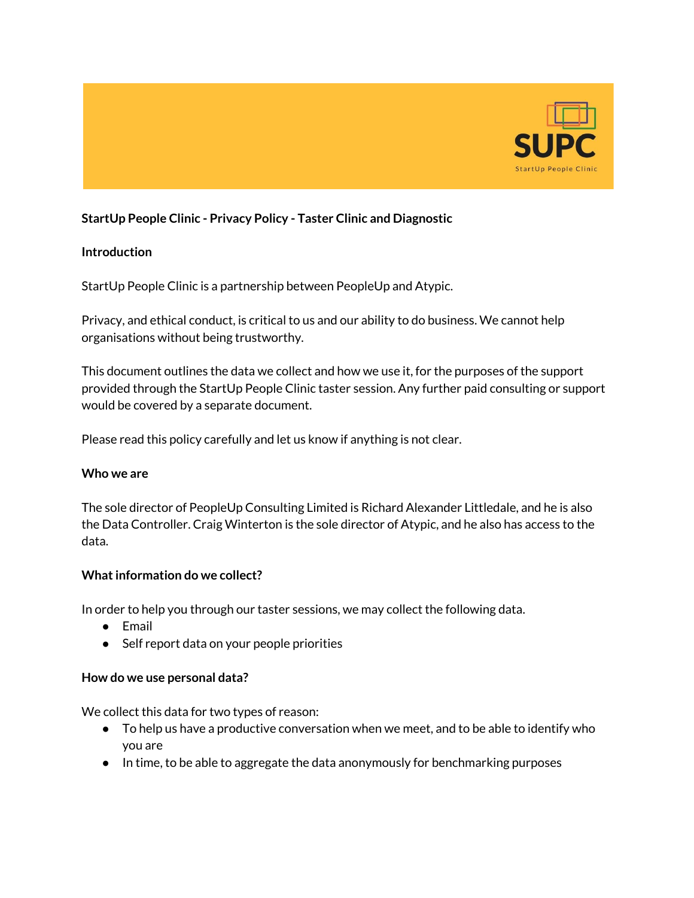**StartUp People Clinic - Privacy Policy - Taster Clinic and Diagnostic**

## Introduction

StartUp People Clinic is a partnership between PeopleUp and Atypic.

Privacy, and ethical conduct, is critical to us and our ability to do business. We cannot help organisations without being trustworthy.

This document outlines the data we collect and how we use it, for the purposes of the support provided through the StartUp People Clinic taster session. Any further paid consulting or support would be covered by a separate document.

Please read this policy carefully and let us know if anything is not clear.

## Who we are

The sole director of PeopleUp Consulting Limited is Richard Alexander Littledale, and he is also the Data Controller. Craig Winterton is the sole director of Atypic, and he also has access to the data.

## What information do we collect?

In order to help you through our taster sessions, we may collect the following data.

- Email
- Self report data on your people priorities

## How do we use personal data?

We collect this data for two types of reason:

- To help us have a productive conversation when we meet, and to be able to identify who you are
- In time, to be able to aggregate the data anonymously for benchmarking purposes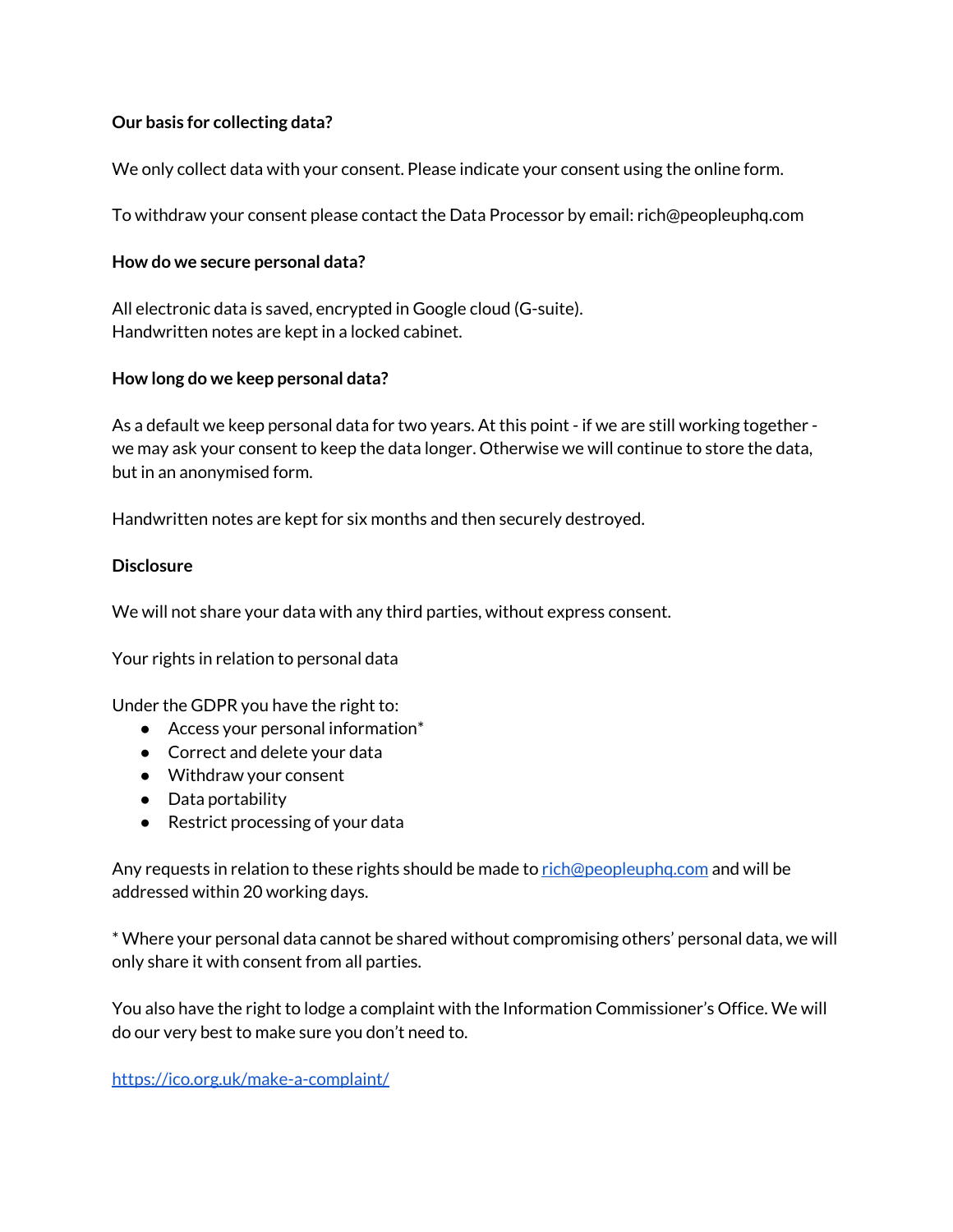**Our basis for collecting data?**

We only collect data with your consent. Please indicate your consent using the online form.

To withdraw your consent please contact the Data Processor by email: rich@peopleuphq.com

**How do we secure personal data?**

All electronic data is saved, encrypted in Google cloud (G-suite).
Handwritten notes are kept in a locked cabinet.

**How long do we keep personal data?**

As a default we keep personal data for two years. At this point - if we are still working together - we may ask your consent to keep the data longer. Otherwise we will continue to store the data, but in an anonymised form.

Handwritten notes are kept for six months and then securely destroyed.

**Disclosure**

We will not share your data with any third parties, without express consent.

Your rights in relation to personal data

Under the GDPR you have the right to:

- Access your personal information*
- Correct and delete your data
- Withdraw your consent
- Data portability
- Restrict processing of your data

Any requests in relation to these rights should be made to [rich@peopleuphq.com](mailto:rich@peopleuphq.com) and will be addressed within 20 working days.

* Where your personal data cannot be shared without compromising others' personal data, we will only share it with consent from all parties.

You also have the right to lodge a complaint with the Information Commissioner's Office. We will do our very best to make sure you don't need to.

[https://ico.org.uk/make-a-complaint/](https://ico.org.uk/make-a-complaint/)